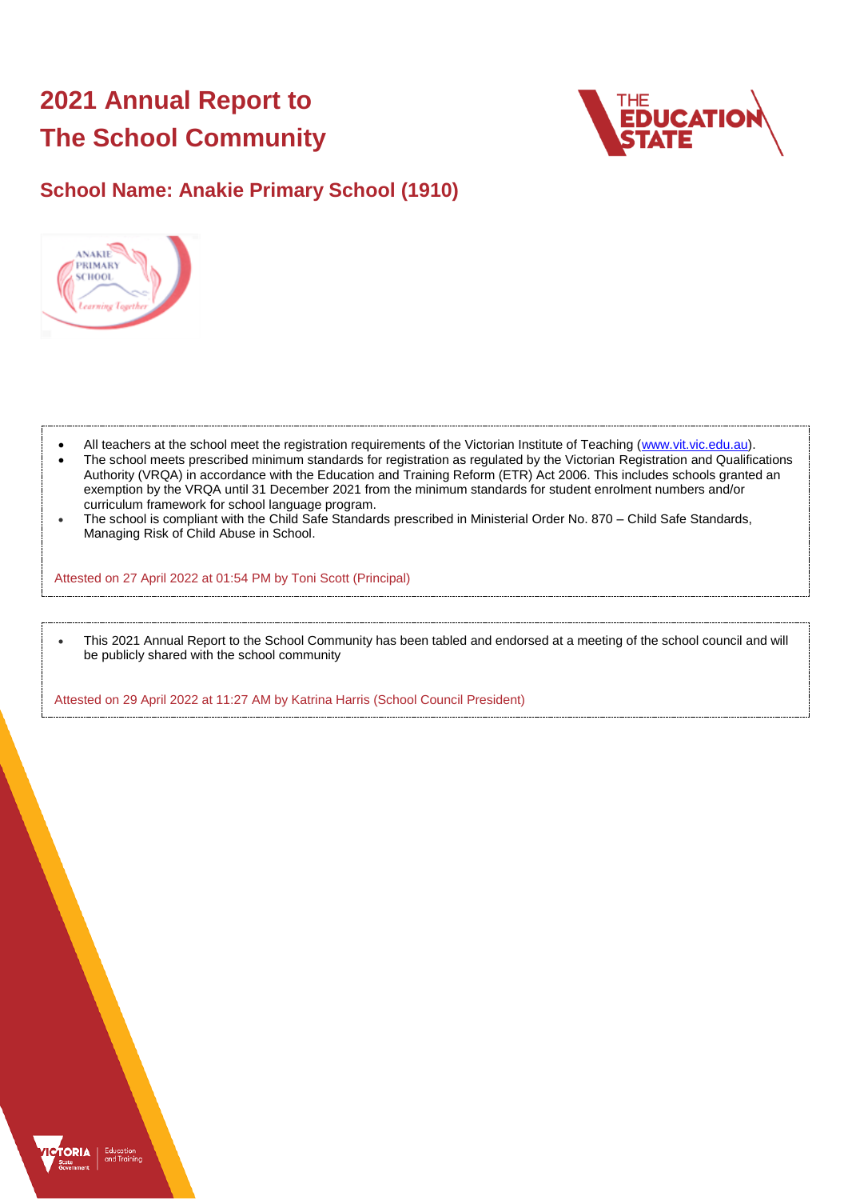# 2021 Annual Report to The School Community

## School Name: Anakie Primary School (1910)

- All teachers at the school meet the registration requirements of the Victorian Institute of Teaching (www.vit.vic.edu.au).
- The school meets prescribed minimum standards for registration as regulated by the Victorian Registration and Qualifications Authority (VRQA) in accordance with the Education and Training Reform (ETR) Act 2006. This includes schools granted an exemption by the VRQA until 31 December 2021 from the minimum standards for student enrolment numbers and/or curriculum framework for school language program.
- The school is compliant with the Child Safe Standards prescribed in Ministerial Order No. 870 – Child Safe Standards, Managing Risk of Child Abuse in School.

Attested on 27 April 2022 at 01:54 PM by Toni Scott (Principal)

- This 2021 Annual Report to the School Community has been tabled and endorsed at a meeting of the school council and will be publicly shared with the school community

Attested on 29 April 2022 at 11:27 AM by Katrina Harris (School Council President)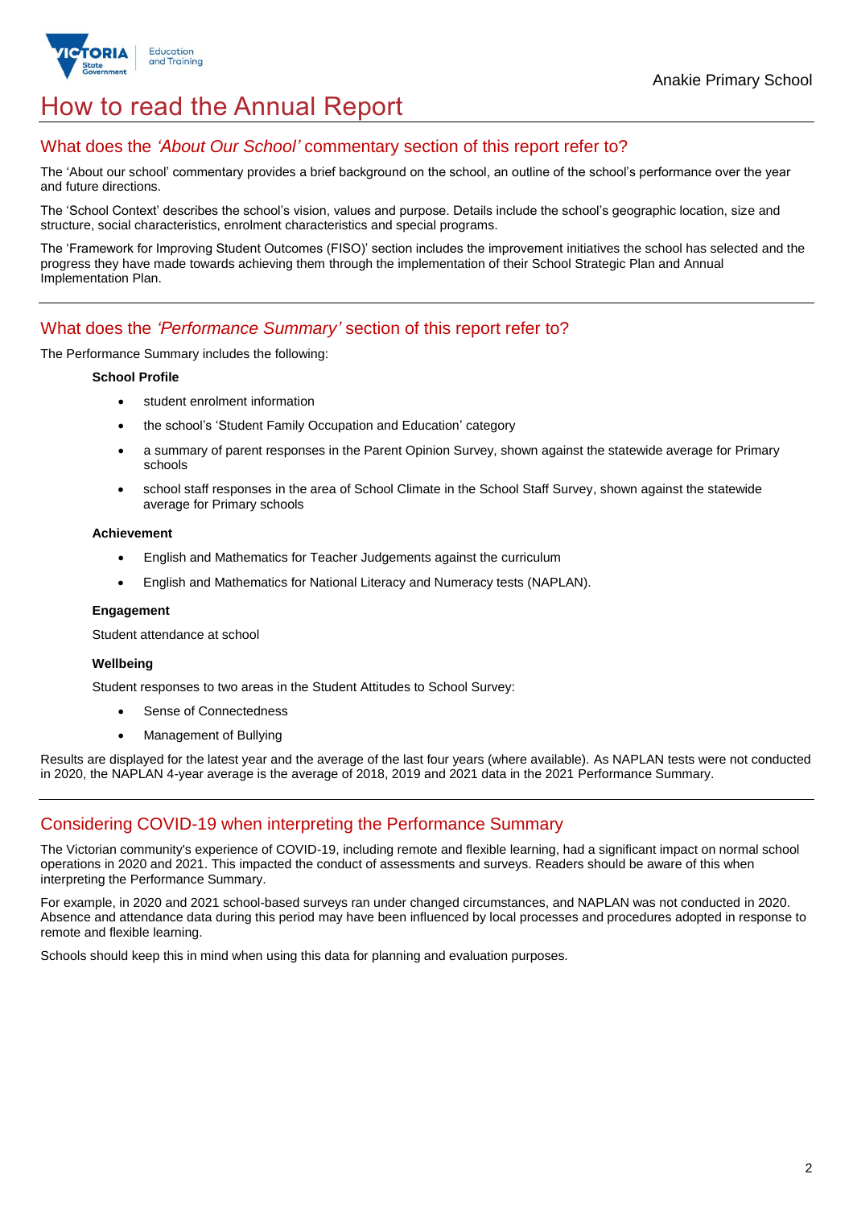# How to read the Annual Report

## What does the *'About Our School'* commentary section of this report refer to?

The 'About our school' commentary provides a brief background on the school, an outline of the school's performance over the year and future directions.

The 'School Context' describes the school's vision, values and purpose. Details include the school's geographic location, size and structure, social characteristics, enrolment characteristics and special programs.

The 'Framework for Improving Student Outcomes (FISO)' section includes the improvement initiatives the school has selected and the progress they have made towards achieving them through the implementation of their School Strategic Plan and Annual Implementation Plan.

## What does the *'Performance Summary'* section of this report refer to?

The Performance Summary includes the following:

**School Profile**

- student enrolment information
- the school's 'Student Family Occupation and Education' category
- a summary of parent responses in the Parent Opinion Survey, shown against the statewide average for Primary schools
- school staff responses in the area of School Climate in the School Staff Survey, shown against the statewide average for Primary schools

**Achievement**

- English and Mathematics for Teacher Judgements against the curriculum
- English and Mathematics for National Literacy and Numeracy tests (NAPLAN).

**Engagement**

Student attendance at school

**Wellbeing**

Student responses to two areas in the Student Attitudes to School Survey:

- Sense of Connectedness
- Management of Bullying

Results are displayed for the latest year and the average of the last four years (where available). As NAPLAN tests were not conducted in 2020, the NAPLAN 4-year average is the average of 2018, 2019 and 2021 data in the 2021 Performance Summary.

## Considering COVID-19 when interpreting the Performance Summary

The Victorian community's experience of COVID-19, including remote and flexible learning, had a significant impact on normal school operations in 2020 and 2021. This impacted the conduct of assessments and surveys. Readers should be aware of this when interpreting the Performance Summary.

For example, in 2020 and 2021 school-based surveys ran under changed circumstances, and NAPLAN was not conducted in 2020. Absence and attendance data during this period may have been influenced by local processes and procedures adopted in response to remote and flexible learning.

Schools should keep this in mind when using this data for planning and evaluation purposes.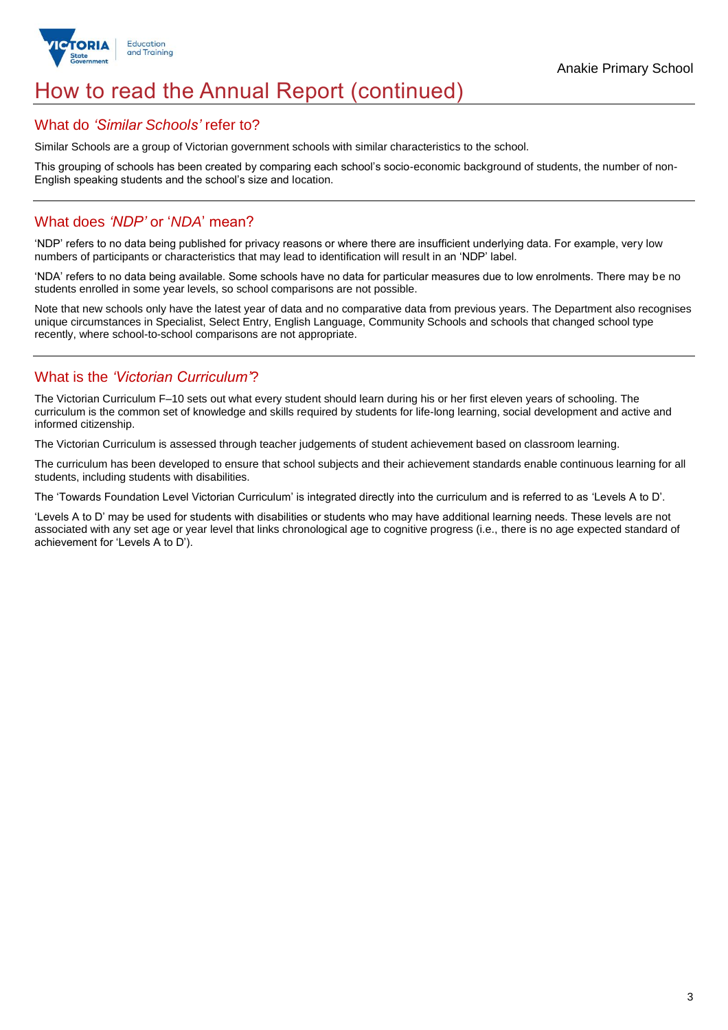# How to read the Annual Report (continued)

## What do *'Similar Schools'* refer to?

Similar Schools are a group of Victorian government schools with similar characteristics to the school.

This grouping of schools has been created by comparing each school's socio-economic background of students, the number of non-English speaking students and the school's size and location.

## What does *'NDP'* or '*NDA*' mean?

'NDP' refers to no data being published for privacy reasons or where there are insufficient underlying data. For example, very low numbers of participants or characteristics that may lead to identification will result in an 'NDP' label.

'NDA' refers to no data being available. Some schools have no data for particular measures due to low enrolments. There may be no students enrolled in some year levels, so school comparisons are not possible.

Note that new schools only have the latest year of data and no comparative data from previous years. The Department also recognises unique circumstances in Specialist, Select Entry, English Language, Community Schools and schools that changed school type recently, where school-to-school comparisons are not appropriate.

## What is the *'Victorian Curriculum'*?

The Victorian Curriculum F–10 sets out what every student should learn during his or her first eleven years of schooling. The curriculum is the common set of knowledge and skills required by students for life-long learning, social development and active and informed citizenship.

The Victorian Curriculum is assessed through teacher judgements of student achievement based on classroom learning.

The curriculum has been developed to ensure that school subjects and their achievement standards enable continuous learning for all students, including students with disabilities.

The 'Towards Foundation Level Victorian Curriculum' is integrated directly into the curriculum and is referred to as 'Levels A to D'.

'Levels A to D' may be used for students with disabilities or students who may have additional learning needs. These levels are not associated with any set age or year level that links chronological age to cognitive progress (i.e., there is no age expected standard of achievement for 'Levels A to D').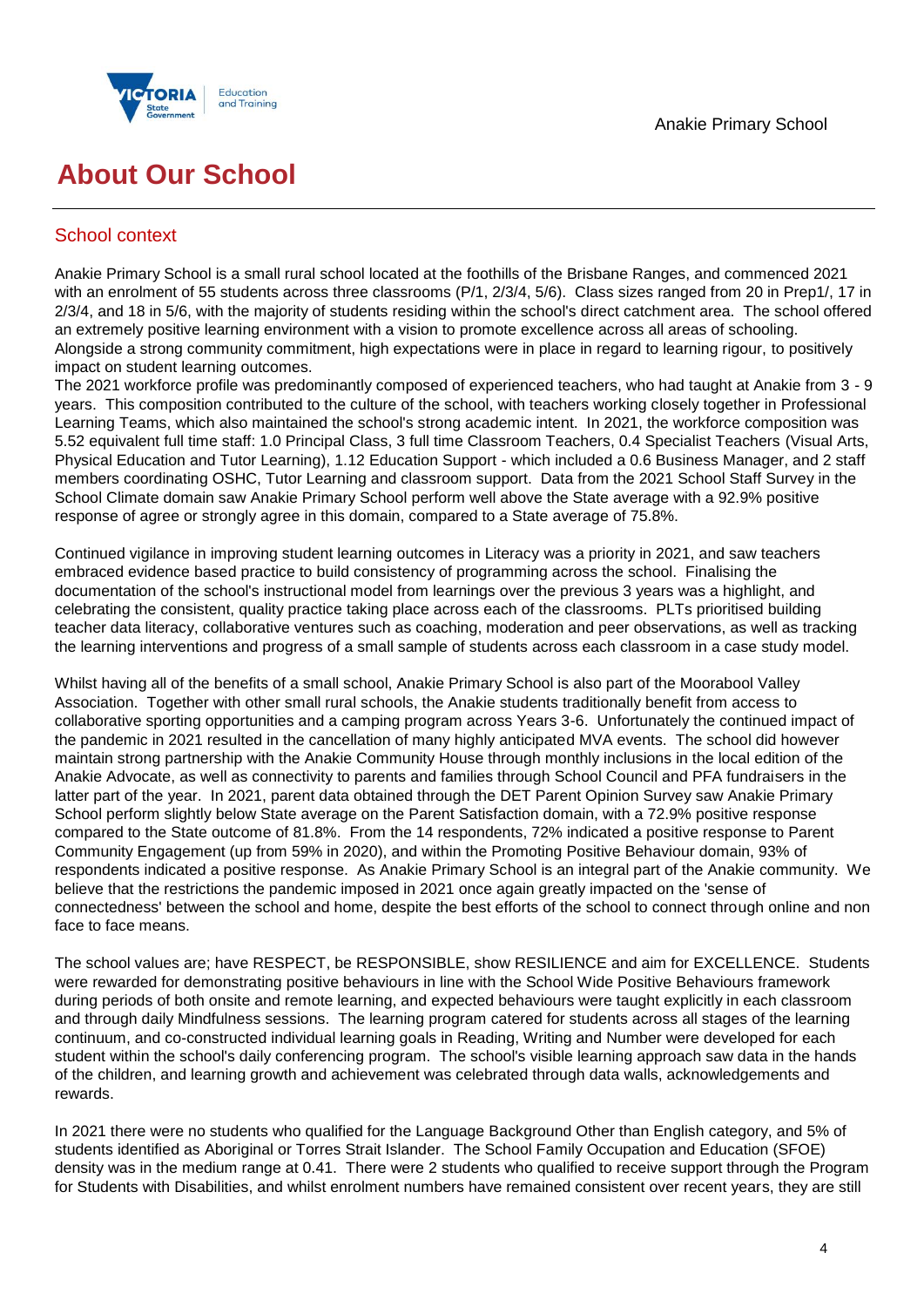# About Our School

## School context

Anakie Primary School is a small rural school located at the foothills of the Brisbane Ranges, and commenced 2021 with an enrolment of 55 students across three classrooms (P/1, 2/3/4, 5/6). Class sizes ranged from 20 in Prep1/, 17 in 2/3/4, and 18 in 5/6, with the majority of students residing within the school's direct catchment area. The school offered an extremely positive learning environment with a vision to promote excellence across all areas of schooling. Alongside a strong community commitment, high expectations were in place in regard to learning rigour, to positively impact on student learning outcomes.
The 2021 workforce profile was predominantly composed of experienced teachers, who had taught at Anakie from 3 - 9 years. This composition contributed to the culture of the school, with teachers working closely together in Professional Learning Teams, which also maintained the school's strong academic intent. In 2021, the workforce composition was 5.52 equivalent full time staff: 1.0 Principal Class, 3 full time Classroom Teachers, 0.4 Specialist Teachers (Visual Arts, Physical Education and Tutor Learning), 1.12 Education Support - which included a 0.6 Business Manager, and 2 staff members coordinating OSHC, Tutor Learning and classroom support. Data from the 2021 School Staff Survey in the School Climate domain saw Anakie Primary School perform well above the State average with a 92.9% positive response of agree or strongly agree in this domain, compared to a State average of 75.8%.

Continued vigilance in improving student learning outcomes in Literacy was a priority in 2021, and saw teachers embraced evidence based practice to build consistency of programming across the school. Finalising the documentation of the school's instructional model from learnings over the previous 3 years was a highlight, and celebrating the consistent, quality practice taking place across each of the classrooms. PLTs prioritised building teacher data literacy, collaborative ventures such as coaching, moderation and peer observations, as well as tracking the learning interventions and progress of a small sample of students across each classroom in a case study model.

Whilst having all of the benefits of a small school, Anakie Primary School is also part of the Moorabool Valley Association. Together with other small rural schools, the Anakie students traditionally benefit from access to collaborative sporting opportunities and a camping program across Years 3-6. Unfortunately the continued impact of the pandemic in 2021 resulted in the cancellation of many highly anticipated MVA events. The school did however maintain strong partnership with the Anakie Community House through monthly inclusions in the local edition of the Anakie Advocate, as well as connectivity to parents and families through School Council and PFA fundraisers in the latter part of the year. In 2021, parent data obtained through the DET Parent Opinion Survey saw Anakie Primary School perform slightly below State average on the Parent Satisfaction domain, with a 72.9% positive response compared to the State outcome of 81.8%. From the 14 respondents, 72% indicated a positive response to Parent Community Engagement (up from 59% in 2020), and within the Promoting Positive Behaviour domain, 93% of respondents indicated a positive response. As Anakie Primary School is an integral part of the Anakie community. We believe that the restrictions the pandemic imposed in 2021 once again greatly impacted on the 'sense of connectedness' between the school and home, despite the best efforts of the school to connect through online and non face to face means.

The school values are; have RESPECT, be RESPONSIBLE, show RESILIENCE and aim for EXCELLENCE. Students were rewarded for demonstrating positive behaviours in line with the School Wide Positive Behaviours framework during periods of both onsite and remote learning, and expected behaviours were taught explicitly in each classroom and through daily Mindfulness sessions. The learning program catered for students across all stages of the learning continuum, and co-constructed individual learning goals in Reading, Writing and Number were developed for each student within the school's daily conferencing program. The school's visible learning approach saw data in the hands of the children, and learning growth and achievement was celebrated through data walls, acknowledgements and rewards.

In 2021 there were no students who qualified for the Language Background Other than English category, and 5% of students identified as Aboriginal or Torres Strait Islander. The School Family Occupation and Education (SFOE) density was in the medium range at 0.41. There were 2 students who qualified to receive support through the Program for Students with Disabilities, and whilst enrolment numbers have remained consistent over recent years, they are still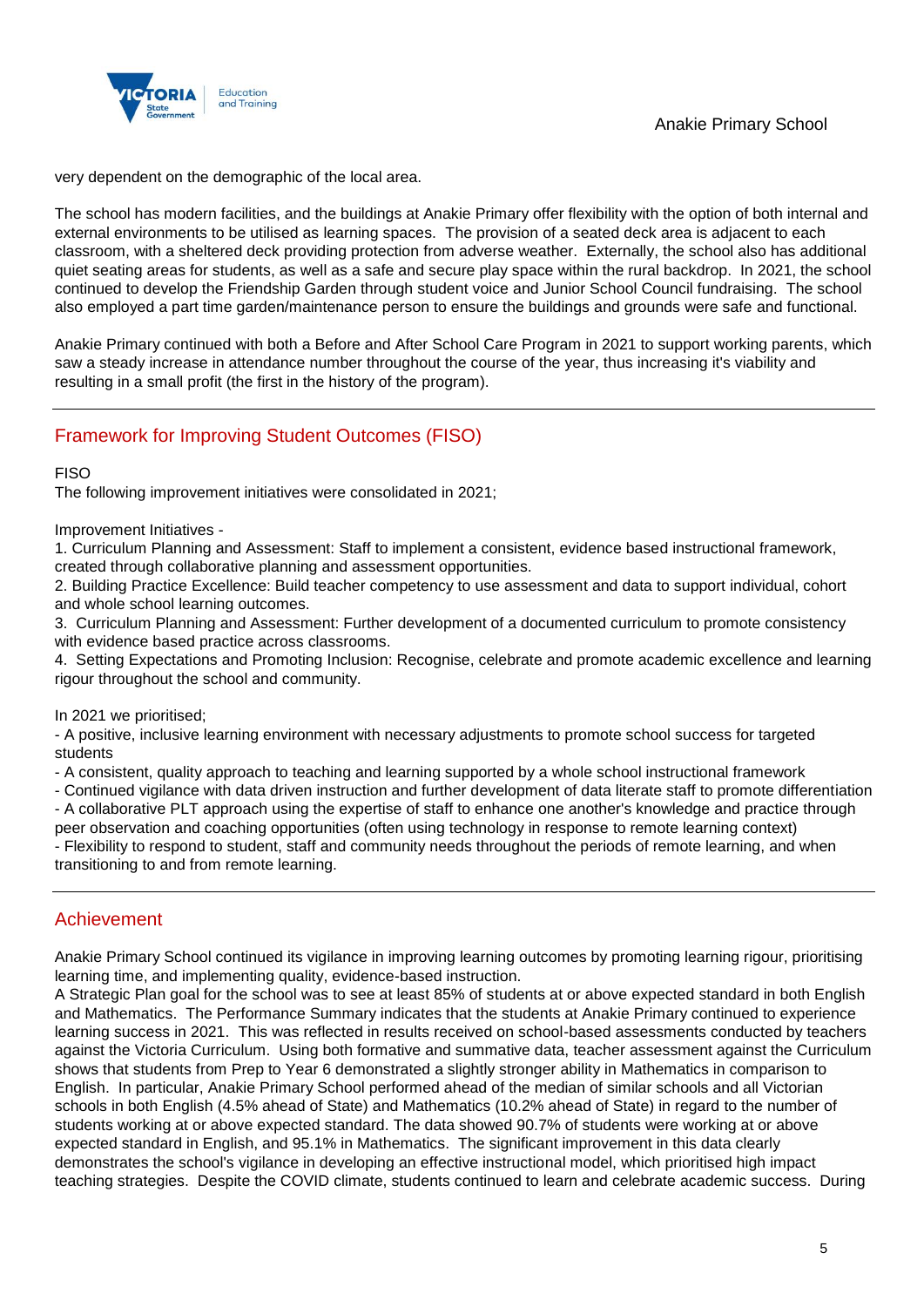very dependent on the demographic of the local area.

The school has modern facilities, and the buildings at Anakie Primary offer flexibility with the option of both internal and external environments to be utilised as learning spaces. The provision of a seated deck area is adjacent to each classroom, with a sheltered deck providing protection from adverse weather. Externally, the school also has additional quiet seating areas for students, as well as a safe and secure play space within the rural backdrop. In 2021, the school continued to develop the Friendship Garden through student voice and Junior School Council fundraising. The school also employed a part time garden/maintenance person to ensure the buildings and grounds were safe and functional.

Anakie Primary continued with both a Before and After School Care Program in 2021 to support working parents, which saw a steady increase in attendance number throughout the course of the year, thus increasing it's viability and resulting in a small profit (the first in the history of the program).

## Framework for Improving Student Outcomes (FISO)

FISO
The following improvement initiatives were consolidated in 2021;

Improvement Initiatives -
1. Curriculum Planning and Assessment: Staff to implement a consistent, evidence based instructional framework, created through collaborative planning and assessment opportunities.
2. Building Practice Excellence: Build teacher competency to use assessment and data to support individual, cohort and whole school learning outcomes.
3. Curriculum Planning and Assessment: Further development of a documented curriculum to promote consistency with evidence based practice across classrooms.
4. Setting Expectations and Promoting Inclusion: Recognise, celebrate and promote academic excellence and learning rigour throughout the school and community.

In 2021 we prioritised;
- A positive, inclusive learning environment with necessary adjustments to promote school success for targeted students
- A consistent, quality approach to teaching and learning supported by a whole school instructional framework
- Continued vigilance with data driven instruction and further development of data literate staff to promote differentiation
- A collaborative PLT approach using the expertise of staff to enhance one another's knowledge and practice through peer observation and coaching opportunities (often using technology in response to remote learning context)
- Flexibility to respond to student, staff and community needs throughout the periods of remote learning, and when transitioning to and from remote learning.

## Achievement

Anakie Primary School continued its vigilance in improving learning outcomes by promoting learning rigour, prioritising learning time, and implementing quality, evidence-based instruction.
A Strategic Plan goal for the school was to see at least 85% of students at or above expected standard in both English and Mathematics. The Performance Summary indicates that the students at Anakie Primary continued to experience learning success in 2021. This was reflected in results received on school-based assessments conducted by teachers against the Victoria Curriculum. Using both formative and summative data, teacher assessment against the Curriculum shows that students from Prep to Year 6 demonstrated a slightly stronger ability in Mathematics in comparison to English. In particular, Anakie Primary School performed ahead of the median of similar schools and all Victorian schools in both English (4.5% ahead of State) and Mathematics (10.2% ahead of State) in regard to the number of students working at or above expected standard. The data showed 90.7% of students were working at or above expected standard in English, and 95.1% in Mathematics. The significant improvement in this data clearly demonstrates the school's vigilance in developing an effective instructional model, which prioritised high impact teaching strategies. Despite the COVID climate, students continued to learn and celebrate academic success. During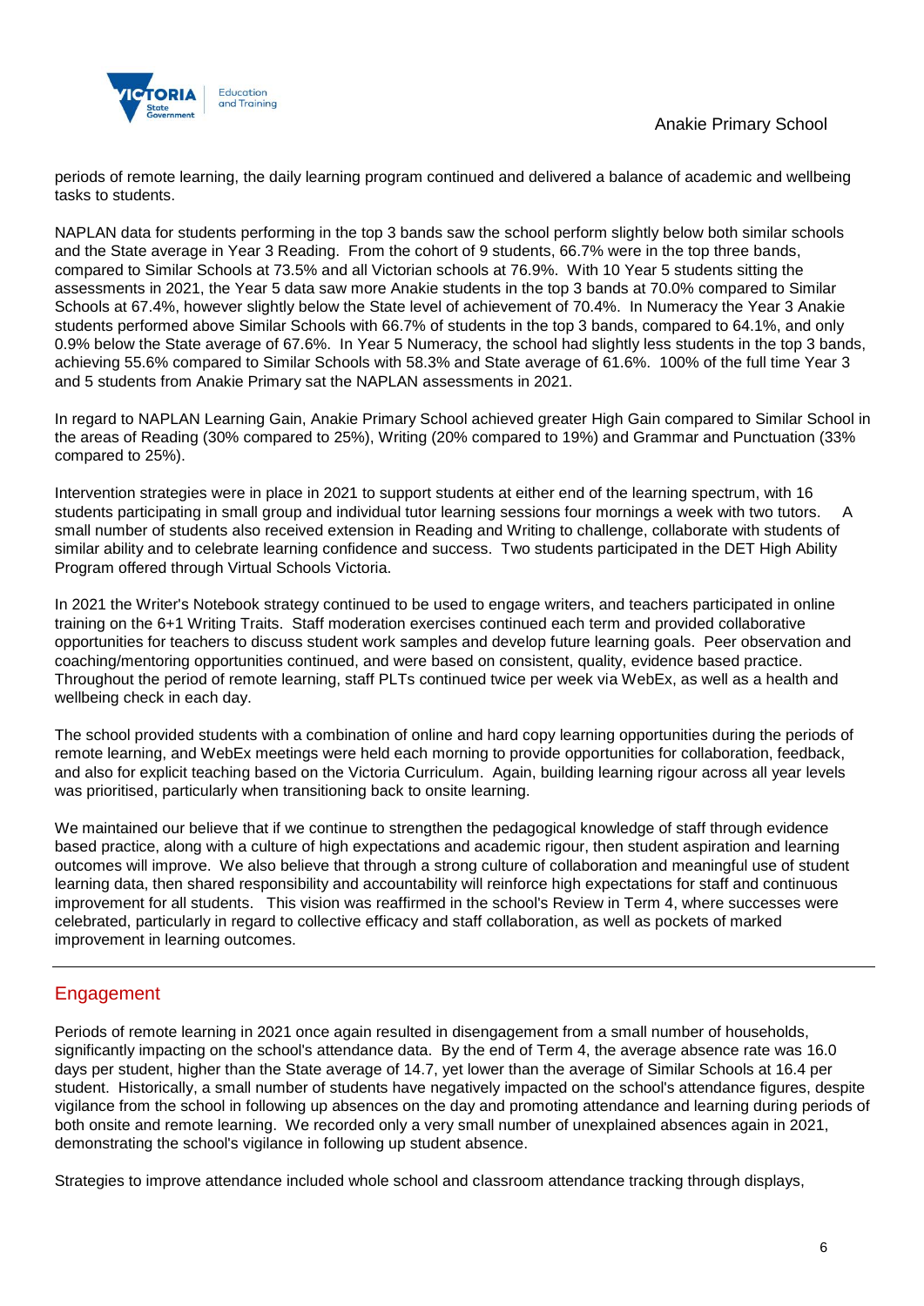periods of remote learning, the daily learning program continued and delivered a balance of academic and wellbeing tasks to students.

NAPLAN data for students performing in the top 3 bands saw the school perform slightly below both similar schools and the State average in Year 3 Reading. From the cohort of 9 students, 66.7% were in the top three bands, compared to Similar Schools at 73.5% and all Victorian schools at 76.9%. With 10 Year 5 students sitting the assessments in 2021, the Year 5 data saw more Anakie students in the top 3 bands at 70.0% compared to Similar Schools at 67.4%, however slightly below the State level of achievement of 70.4%. In Numeracy the Year 3 Anakie students performed above Similar Schools with 66.7% of students in the top 3 bands, compared to 64.1%, and only 0.9% below the State average of 67.6%. In Year 5 Numeracy, the school had slightly less students in the top 3 bands, achieving 55.6% compared to Similar Schools with 58.3% and State average of 61.6%. 100% of the full time Year 3 and 5 students from Anakie Primary sat the NAPLAN assessments in 2021.

In regard to NAPLAN Learning Gain, Anakie Primary School achieved greater High Gain compared to Similar School in the areas of Reading (30% compared to 25%), Writing (20% compared to 19%) and Grammar and Punctuation (33% compared to 25%).

Intervention strategies were in place in 2021 to support students at either end of the learning spectrum, with 16 students participating in small group and individual tutor learning sessions four mornings a week with two tutors. A small number of students also received extension in Reading and Writing to challenge, collaborate with students of similar ability and to celebrate learning confidence and success. Two students participated in the DET High Ability Program offered through Virtual Schools Victoria.

In 2021 the Writer's Notebook strategy continued to be used to engage writers, and teachers participated in online training on the 6+1 Writing Traits. Staff moderation exercises continued each term and provided collaborative opportunities for teachers to discuss student work samples and develop future learning goals. Peer observation and coaching/mentoring opportunities continued, and were based on consistent, quality, evidence based practice. Throughout the period of remote learning, staff PLTs continued twice per week via WebEx, as well as a health and wellbeing check in each day.

The school provided students with a combination of online and hard copy learning opportunities during the periods of remote learning, and WebEx meetings were held each morning to provide opportunities for collaboration, feedback, and also for explicit teaching based on the Victoria Curriculum. Again, building learning rigour across all year levels was prioritised, particularly when transitioning back to onsite learning.

We maintained our believe that if we continue to strengthen the pedagogical knowledge of staff through evidence based practice, along with a culture of high expectations and academic rigour, then student aspiration and learning outcomes will improve. We also believe that through a strong culture of collaboration and meaningful use of student learning data, then shared responsibility and accountability will reinforce high expectations for staff and continuous improvement for all students. This vision was reaffirmed in the school's Review in Term 4, where successes were celebrated, particularly in regard to collective efficacy and staff collaboration, as well as pockets of marked improvement in learning outcomes.

## Engagement

Periods of remote learning in 2021 once again resulted in disengagement from a small number of households, significantly impacting on the school's attendance data. By the end of Term 4, the average absence rate was 16.0 days per student, higher than the State average of 14.7, yet lower than the average of Similar Schools at 16.4 per student. Historically, a small number of students have negatively impacted on the school's attendance figures, despite vigilance from the school in following up absences on the day and promoting attendance and learning during periods of both onsite and remote learning. We recorded only a very small number of unexplained absences again in 2021, demonstrating the school's vigilance in following up student absence.

Strategies to improve attendance included whole school and classroom attendance tracking through displays,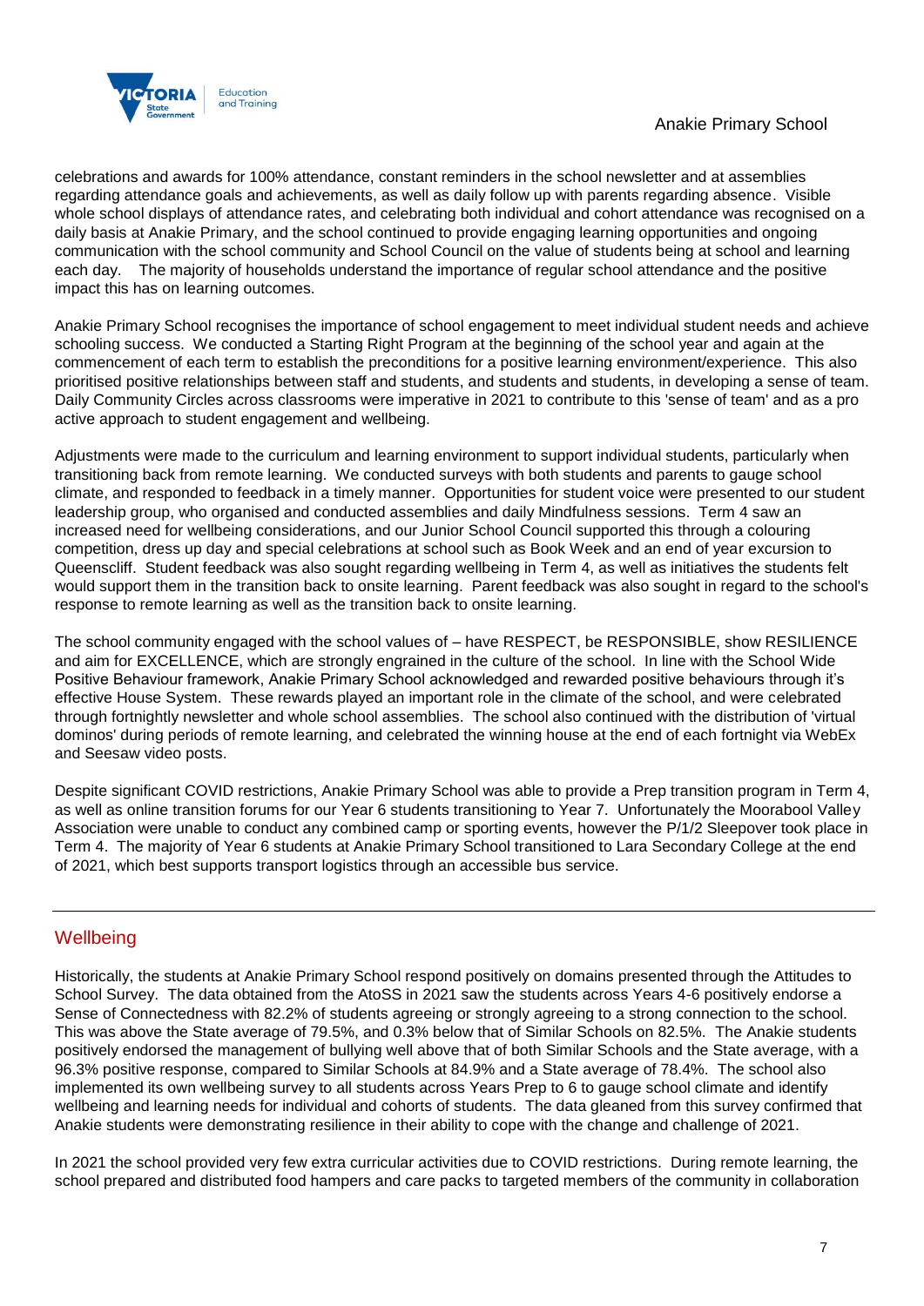celebrations and awards for 100% attendance, constant reminders in the school newsletter and at assemblies regarding attendance goals and achievements, as well as daily follow up with parents regarding absence. Visible whole school displays of attendance rates, and celebrating both individual and cohort attendance was recognised on a daily basis at Anakie Primary, and the school continued to provide engaging learning opportunities and ongoing communication with the school community and School Council on the value of students being at school and learning each day. The majority of households understand the importance of regular school attendance and the positive impact this has on learning outcomes.

Anakie Primary School recognises the importance of school engagement to meet individual student needs and achieve schooling success. We conducted a Starting Right Program at the beginning of the school year and again at the commencement of each term to establish the preconditions for a positive learning environment/experience. This also prioritised positive relationships between staff and students, and students and students, in developing a sense of team. Daily Community Circles across classrooms were imperative in 2021 to contribute to this 'sense of team' and as a pro active approach to student engagement and wellbeing.

Adjustments were made to the curriculum and learning environment to support individual students, particularly when transitioning back from remote learning. We conducted surveys with both students and parents to gauge school climate, and responded to feedback in a timely manner. Opportunities for student voice were presented to our student leadership group, who organised and conducted assemblies and daily Mindfulness sessions. Term 4 saw an increased need for wellbeing considerations, and our Junior School Council supported this through a colouring competition, dress up day and special celebrations at school such as Book Week and an end of year excursion to Queenscliff. Student feedback was also sought regarding wellbeing in Term 4, as well as initiatives the students felt would support them in the transition back to onsite learning. Parent feedback was also sought in regard to the school's response to remote learning as well as the transition back to onsite learning.

The school community engaged with the school values of – have RESPECT, be RESPONSIBLE, show RESILIENCE and aim for EXCELLENCE, which are strongly engrained in the culture of the school. In line with the School Wide Positive Behaviour framework, Anakie Primary School acknowledged and rewarded positive behaviours through it's effective House System. These rewards played an important role in the climate of the school, and were celebrated through fortnightly newsletter and whole school assemblies. The school also continued with the distribution of 'virtual dominos' during periods of remote learning, and celebrated the winning house at the end of each fortnight via WebEx and Seesaw video posts.

Despite significant COVID restrictions, Anakie Primary School was able to provide a Prep transition program in Term 4, as well as online transition forums for our Year 6 students transitioning to Year 7. Unfortunately the Moorabool Valley Association were unable to conduct any combined camp or sporting events, however the P/1/2 Sleepover took place in Term 4. The majority of Year 6 students at Anakie Primary School transitioned to Lara Secondary College at the end of 2021, which best supports transport logistics through an accessible bus service.

## Wellbeing

Historically, the students at Anakie Primary School respond positively on domains presented through the Attitudes to School Survey. The data obtained from the AtoSS in 2021 saw the students across Years 4-6 positively endorse a Sense of Connectedness with 82.2% of students agreeing or strongly agreeing to a strong connection to the school. This was above the State average of 79.5%, and 0.3% below that of Similar Schools on 82.5%. The Anakie students positively endorsed the management of bullying well above that of both Similar Schools and the State average, with a 96.3% positive response, compared to Similar Schools at 84.9% and a State average of 78.4%. The school also implemented its own wellbeing survey to all students across Years Prep to 6 to gauge school climate and identify wellbeing and learning needs for individual and cohorts of students. The data gleaned from this survey confirmed that Anakie students were demonstrating resilience in their ability to cope with the change and challenge of 2021.

In 2021 the school provided very few extra curricular activities due to COVID restrictions. During remote learning, the school prepared and distributed food hampers and care packs to targeted members of the community in collaboration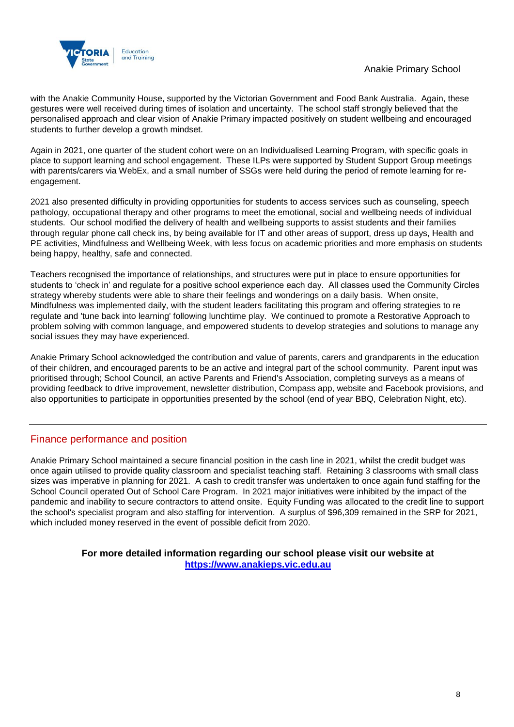with the Anakie Community House, supported by the Victorian Government and Food Bank Australia. Again, these gestures were well received during times of isolation and uncertainty. The school staff strongly believed that the personalised approach and clear vision of Anakie Primary impacted positively on student wellbeing and encouraged students to further develop a growth mindset.

Again in 2021, one quarter of the student cohort were on an Individualised Learning Program, with specific goals in place to support learning and school engagement. These ILPs were supported by Student Support Group meetings with parents/carers via WebEx, and a small number of SSGs were held during the period of remote learning for re-engagement.

2021 also presented difficulty in providing opportunities for students to access services such as counseling, speech pathology, occupational therapy and other programs to meet the emotional, social and wellbeing needs of individual students. Our school modified the delivery of health and wellbeing supports to assist students and their families through regular phone call check ins, by being available for IT and other areas of support, dress up days, Health and PE activities, Mindfulness and Wellbeing Week, with less focus on academic priorities and more emphasis on students being happy, healthy, safe and connected.

Teachers recognised the importance of relationships, and structures were put in place to ensure opportunities for students to 'check in' and regulate for a positive school experience each day. All classes used the Community Circles strategy whereby students were able to share their feelings and wonderings on a daily basis. When onsite, Mindfulness was implemented daily, with the student leaders facilitating this program and offering strategies to re regulate and 'tune back into learning' following lunchtime play. We continued to promote a Restorative Approach to problem solving with common language, and empowered students to develop strategies and solutions to manage any social issues they may have experienced.

Anakie Primary School acknowledged the contribution and value of parents, carers and grandparents in the education of their children, and encouraged parents to be an active and integral part of the school community. Parent input was prioritised through; School Council, an active Parents and Friend's Association, completing surveys as a means of providing feedback to drive improvement, newsletter distribution, Compass app, website and Facebook provisions, and also opportunities to participate in opportunities presented by the school (end of year BBQ, Celebration Night, etc).

## Finance performance and position

Anakie Primary School maintained a secure financial position in the cash line in 2021, whilst the credit budget was once again utilised to provide quality classroom and specialist teaching staff. Retaining 3 classrooms with small class sizes was imperative in planning for 2021. A cash to credit transfer was undertaken to once again fund staffing for the School Council operated Out of School Care Program. In 2021 major initiatives were inhibited by the impact of the pandemic and inability to secure contractors to attend onsite. Equity Funding was allocated to the credit line to support the school's specialist program and also staffing for intervention. A surplus of $96,309 remained in the SRP for 2021, which included money reserved in the event of possible deficit from 2020.

**For more detailed information regarding our school please visit our website at [https://www.anakieps.vic.edu.au](https://www.anakieps.vic.edu.au)**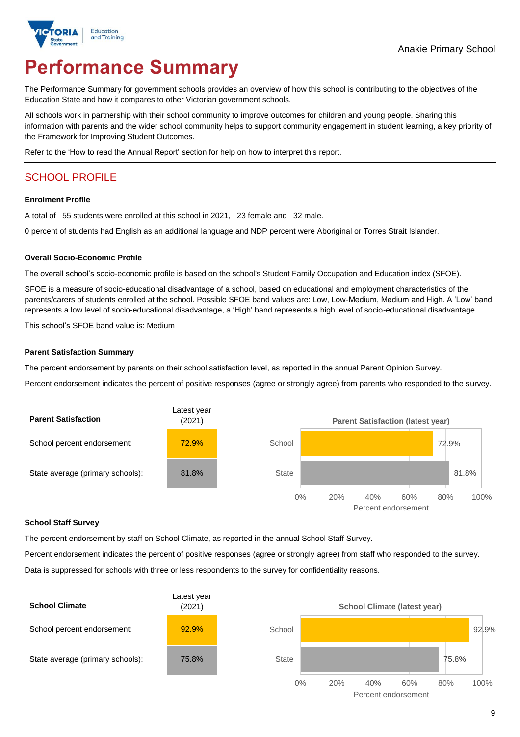Anakie Primary School

# Performance Summary

The Performance Summary for government schools provides an overview of how this school is contributing to the objectives of the Education State and how it compares to other Victorian government schools.

All schools work in partnership with their school community to improve outcomes for children and young people. Sharing this information with parents and the wider school community helps to support community engagement in student learning, a key priority of the Framework for Improving Student Outcomes.

Refer to the 'How to read the Annual Report' section for help on how to interpret this report.

## SCHOOL PROFILE

### Enrolment Profile

A total of 55 students were enrolled at this school in 2021, 23 female and 32 male.

0 percent of students had English as an additional language and NDP percent were Aboriginal or Torres Strait Islander.

### Overall Socio-Economic Profile

The overall school's socio-economic profile is based on the school's Student Family Occupation and Education index (SFOE).

SFOE is a measure of socio-educational disadvantage of a school, based on educational and employment characteristics of the parents/carers of students enrolled at the school. Possible SFOE band values are: Low, Low-Medium, Medium and High. A 'Low' band represents a low level of socio-educational disadvantage, a 'High' band represents a high level of socio-educational disadvantage.

This school's SFOE band value is: Medium

### Parent Satisfaction Summary

The percent endorsement by parents on their school satisfaction level, as reported in the annual Parent Opinion Survey.

Percent endorsement indicates the percent of positive responses (agree or strongly agree) from parents who responded to the survey.

| Parent Satisfaction | Latest year (2021) |
|---|---|
| School percent endorsement: | 72.9% |
| State average (primary schools): | 81.8% |

Parent Satisfaction (latest year)

| | Percent endorsement |
|---|---|
| School | 72.9% |
| State | 81.8% |

### School Staff Survey

The percent endorsement by staff on School Climate, as reported in the annual School Staff Survey.

Percent endorsement indicates the percent of positive responses (agree or strongly agree) from staff who responded to the survey.

Data is suppressed for schools with three or less respondents to the survey for confidentiality reasons.

| School Climate | Latest year (2021) |
|---|---|
| School percent endorsement: | 92.9% |
| State average (primary schools): | 75.8% |

School Climate (latest year)

| | Percent endorsement |
|---|---|
| School | 92.9% |
| State | 75.8% |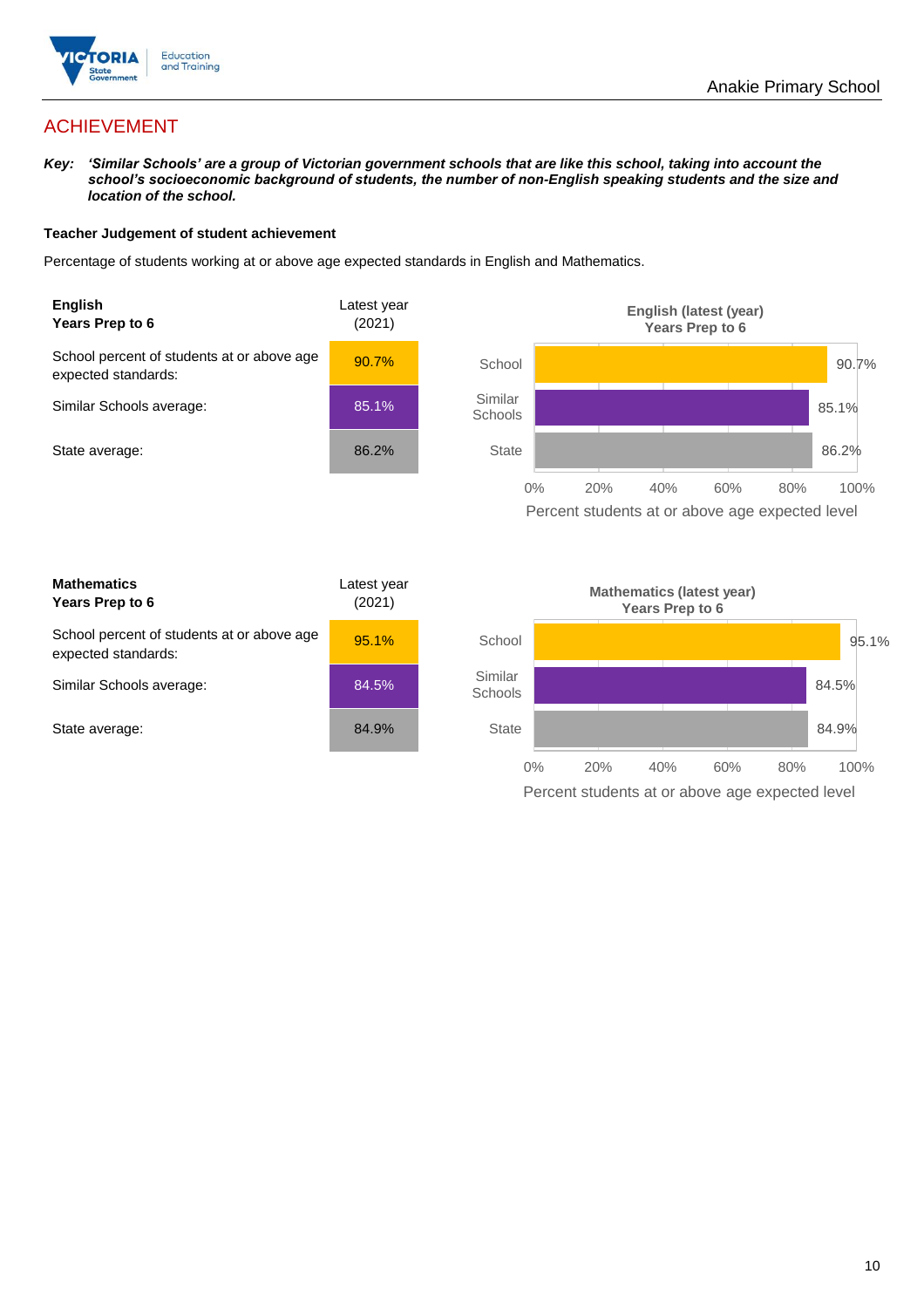# ACHIEVEMENT

***Key:*** ***'Similar Schools' are a group of Victorian government schools that are like this school, taking into account the school's socioeconomic background of students, the number of non-English speaking students and the size and location of the school.***

**Teacher Judgement of student achievement**

Percentage of students working at or above age expected standards in English and Mathematics.

| **English**<br>**Years Prep to 6** | Latest year (2021) |
|---|---|
| School percent of students at or above age expected standards: | 90.7% |
| Similar Schools average: | 85.1% |
| State average: | 86.2% |

**English (latest (year)**
**Years Prep to 6**

| | Percent students at or above age expected level |
|---|---|
| School | 90.7% |
| Similar Schools | 85.1% |
| State | 86.2% |

| **Mathematics**<br>**Years Prep to 6** | Latest year (2021) |
|---|---|
| School percent of students at or above age expected standards: | 95.1% |
| Similar Schools average: | 84.5% |
| State average: | 84.9% |

**Mathematics (latest year)**
**Years Prep to 6**

| | Percent students at or above age expected level |
|---|---|
| School | 95.1% |
| Similar Schools | 84.5% |
| State | 84.9% |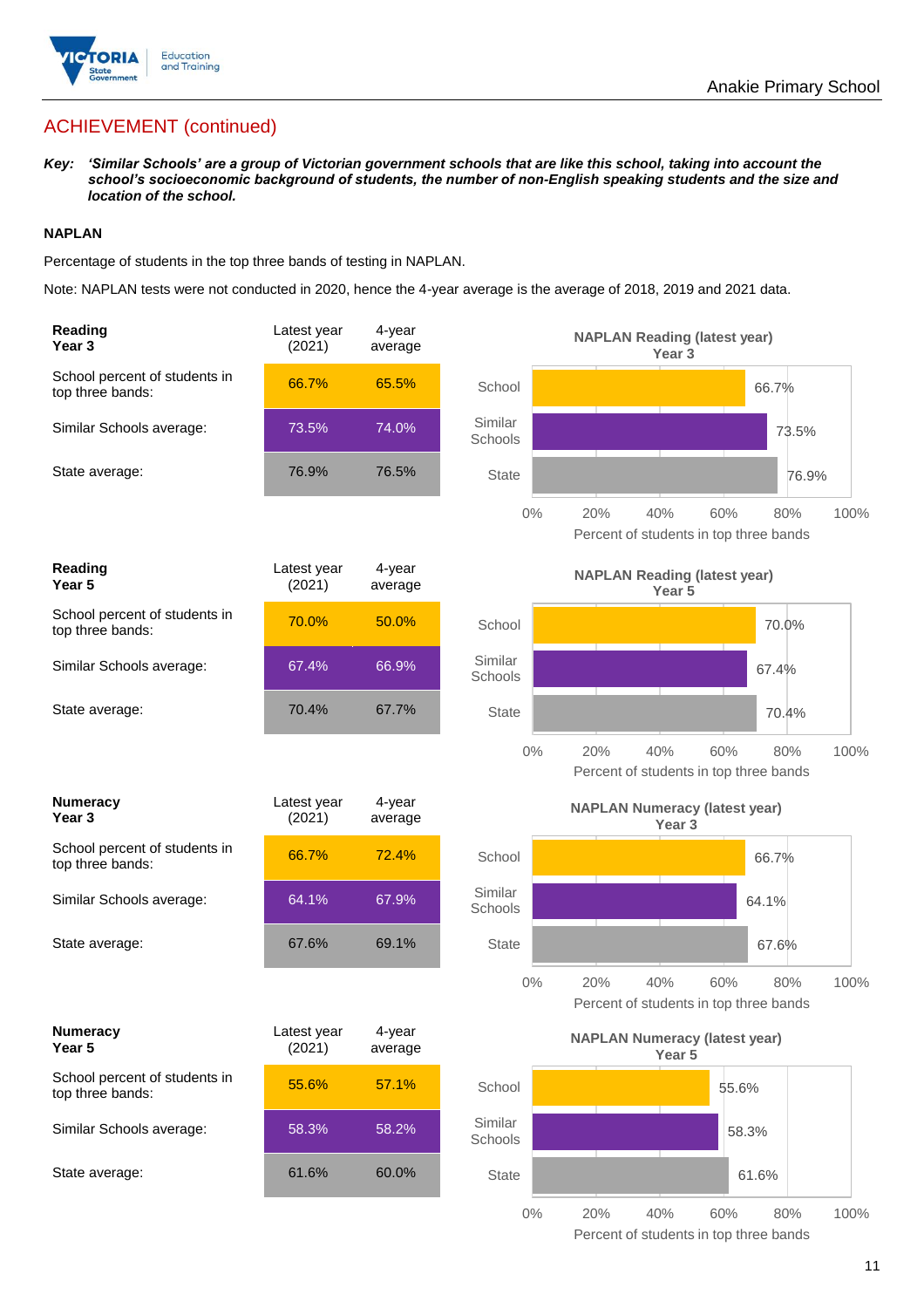## ACHIEVEMENT (continued)

***Key:*** ***'Similar Schools' are a group of Victorian government schools that are like this school, taking into account the school's socioeconomic background of students, the number of non-English speaking students and the size and location of the school.***

### NAPLAN

Percentage of students in the top three bands of testing in NAPLAN.

Note: NAPLAN tests were not conducted in 2020, hence the 4-year average is the average of 2018, 2019 and 2021 data.

| **Reading Year 3** | Latest year (2021) | 4-year average |
|---|---|---|
| School percent of students in top three bands: | 66.7% | 65.5% |
| Similar Schools average: | 73.5% | 74.0% |
| State average: | 76.9% | 76.5% |

**NAPLAN Reading (latest year) Year 3**

| | Percent of students in top three bands |
|---|---|
| School | 66.7% |
| Similar Schools | 73.5% |
| State | 76.9% |

| **Reading Year 5** | Latest year (2021) | 4-year average |
|---|---|---|
| School percent of students in top three bands: | 70.0% | 50.0% |
| Similar Schools average: | 67.4% | 66.9% |
| State average: | 70.4% | 67.7% |

**NAPLAN Reading (latest year) Year 5**

| | Percent of students in top three bands |
|---|---|
| School | 70.0% |
| Similar Schools | 67.4% |
| State | 70.4% |

| **Numeracy Year 3** | Latest year (2021) | 4-year average |
|---|---|---|
| School percent of students in top three bands: | 66.7% | 72.4% |
| Similar Schools average: | 64.1% | 67.9% |
| State average: | 67.6% | 69.1% |

**NAPLAN Numeracy (latest year) Year 3**

| | Percent of students in top three bands |
|---|---|
| School | 66.7% |
| Similar Schools | 64.1% |
| State | 67.6% |

| **Numeracy Year 5** | Latest year (2021) | 4-year average |
|---|---|---|
| School percent of students in top three bands: | 55.6% | 57.1% |
| Similar Schools average: | 58.3% | 58.2% |
| State average: | 61.6% | 60.0% |

**NAPLAN Numeracy (latest year) Year 5**

| | Percent of students in top three bands |
|---|---|
| School | 55.6% |
| Similar Schools | 58.3% |
| State | 61.6% |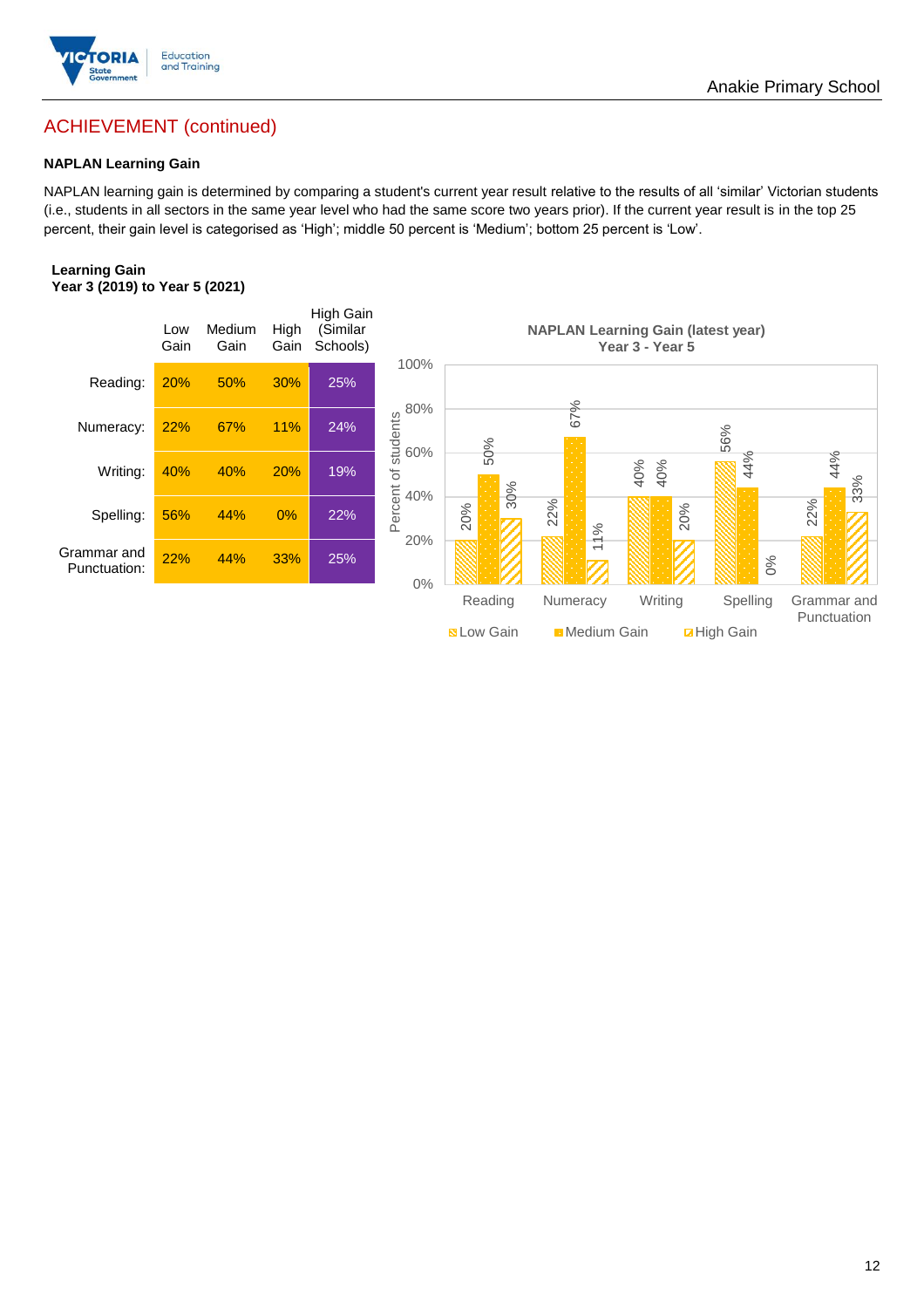## ACHIEVEMENT (continued)

### NAPLAN Learning Gain

NAPLAN learning gain is determined by comparing a student's current year result relative to the results of all 'similar' Victorian students (i.e., students in all sectors in the same year level who had the same score two years prior). If the current year result is in the top 25 percent, their gain level is categorised as 'High'; middle 50 percent is 'Medium'; bottom 25 percent is 'Low'.

**Learning Gain**
**Year 3 (2019) to Year 5 (2021)**

| | Low Gain | Medium Gain | High Gain | High Gain (Similar Schools) |
|---|---|---|---|---|
| Reading: | 20% | 50% | 30% | 25% |
| Numeracy: | 22% | 67% | 11% | 24% |
| Writing: | 40% | 40% | 20% | 19% |
| Spelling: | 56% | 44% | 0% | 22% |
| Grammar and Punctuation: | 22% | 44% | 33% | 25% |

**NAPLAN Learning Gain (latest year)**
**Year 3 - Year 5**

| | Low Gain | Medium Gain | High Gain |
|---|---|---|---|
| Reading | 20% | 50% | 30% |
| Numeracy | 22% | 67% | 11% |
| Writing | 40% | 40% | 20% |
| Spelling | 56% | 44% | 0% |
| Grammar and Punctuation | 22% | 44% | 33% |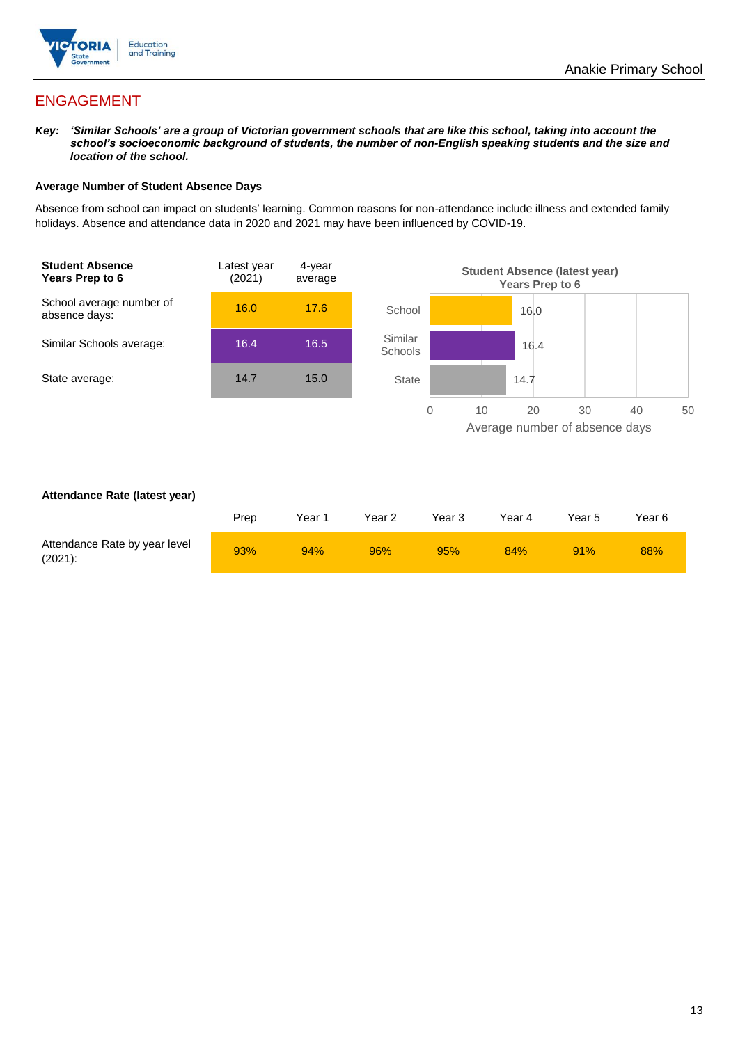## ENGAGEMENT

***Key:** 'Similar Schools' are a group of Victorian government schools that are like this school, taking into account the school's socioeconomic background of students, the number of non-English speaking students and the size and location of the school.*

**Average Number of Student Absence Days**

Absence from school can impact on students' learning. Common reasons for non-attendance include illness and extended family holidays. Absence and attendance data in 2020 and 2021 may have been influenced by COVID-19.

| **Student Absence Years Prep to 6** | Latest year (2021) | 4-year average |
|---|---|---|
| School average number of absence days: | 16.0 | 17.6 |
| Similar Schools average: | 16.4 | 16.5 |
| State average: | 14.7 | 15.0 |

**Student Absence (latest year) Years Prep to 6**

| | Average number of absence days |
|---|---|
| School | 16.0 |
| Similar Schools | 16.4 |
| State | 14.7 |

**Attendance Rate (latest year)**

| | Prep | Year 1 | Year 2 | Year 3 | Year 4 | Year 5 | Year 6 |
|---|---|---|---|---|---|---|---|
| Attendance Rate by year level (2021): | 93% | 94% | 96% | 95% | 84% | 91% | 88% |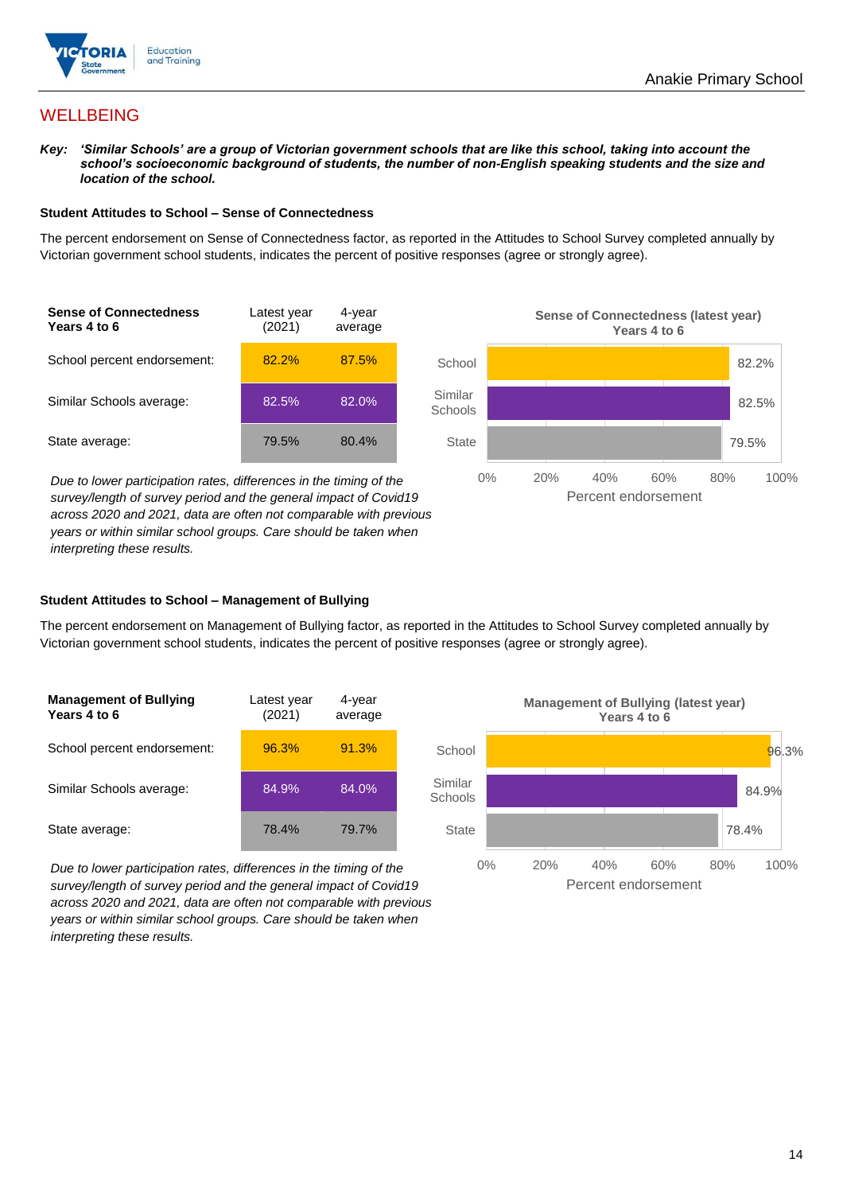# WELLBEING

***Key:*** ***'Similar Schools' are a group of Victorian government schools that are like this school, taking into account the school's socioeconomic background of students, the number of non-English speaking students and the size and location of the school.***

### Student Attitudes to School – Sense of Connectedness

The percent endorsement on Sense of Connectedness factor, as reported in the Attitudes to School Survey completed annually by Victorian government school students, indicates the percent of positive responses (agree or strongly agree).

| Sense of Connectedness Years 4 to 6 | Latest year (2021) | 4-year average |
|---|---|---|
| School percent endorsement: | 82.2% | 87.5% |
| Similar Schools average: | 82.5% | 82.0% |
| State average: | 79.5% | 80.4% |

*Due to lower participation rates, differences in the timing of the survey/length of survey period and the general impact of Covid19 across 2020 and 2021, data are often not comparable with previous years or within similar school groups. Care should be taken when interpreting these results.*

**Sense of Connectedness (latest year) Years 4 to 6**

| | Percent endorsement |
|---|---|
| School | 82.2% |
| Similar Schools | 82.5% |
| State | 79.5% |

### Student Attitudes to School – Management of Bullying

The percent endorsement on Management of Bullying factor, as reported in the Attitudes to School Survey completed annually by Victorian government school students, indicates the percent of positive responses (agree or strongly agree).

| Management of Bullying Years 4 to 6 | Latest year (2021) | 4-year average |
|---|---|---|
| School percent endorsement: | 96.3% | 91.3% |
| Similar Schools average: | 84.9% | 84.0% |
| State average: | 78.4% | 79.7% |

*Due to lower participation rates, differences in the timing of the survey/length of survey period and the general impact of Covid19 across 2020 and 2021, data are often not comparable with previous years or within similar school groups. Care should be taken when interpreting these results.*

**Management of Bullying (latest year) Years 4 to 6**

| | Percent endorsement |
|---|---|
| School | 96.3% |
| Similar Schools | 84.9% |
| State | 78.4% |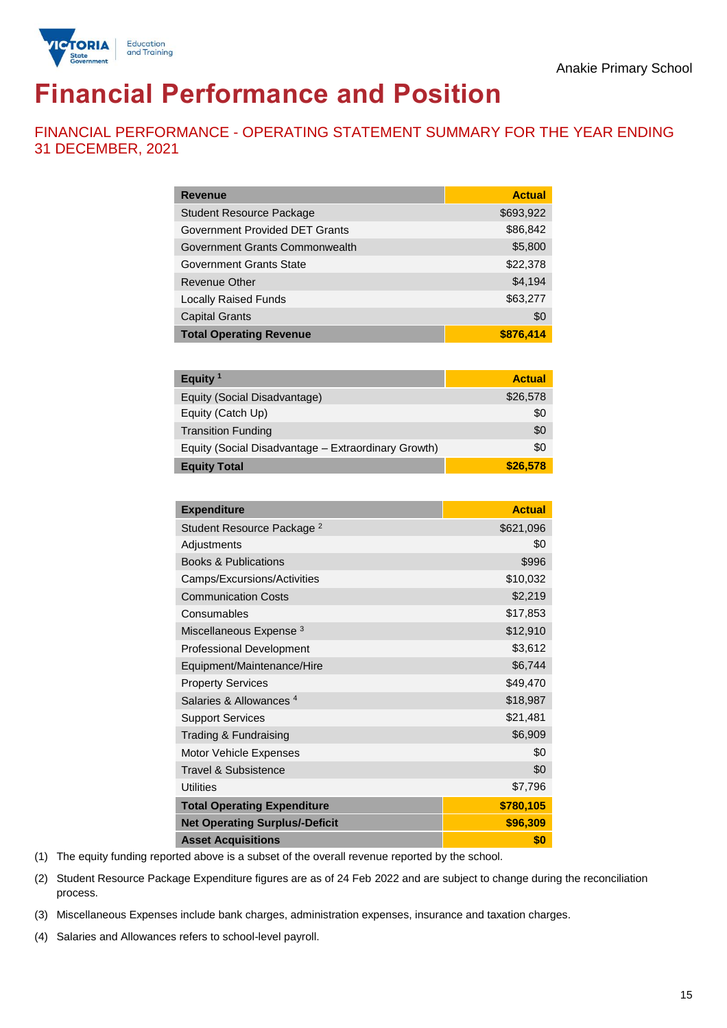Anakie Primary School

# Financial Performance and Position

## FINANCIAL PERFORMANCE - OPERATING STATEMENT SUMMARY FOR THE YEAR ENDING 31 DECEMBER, 2021

| Revenue | Actual |
|---|---|
| Student Resource Package | $693,922 |
| Government Provided DET Grants | $86,842 |
| Government Grants Commonwealth | $5,800 |
| Government Grants State | $22,378 |
| Revenue Other | $4,194 |
| Locally Raised Funds | $63,277 |
| Capital Grants | $0 |
| **Total Operating Revenue** | **$876,414** |

| Equity [1] | Actual |
|---|---|
| Equity (Social Disadvantage) | $26,578 |
| Equity (Catch Up) | $0 |
| Transition Funding | $0 |
| Equity (Social Disadvantage – Extraordinary Growth) | $0 |
| **Equity Total** | **$26,578** |

| Expenditure | Actual |
|---|---|
| Student Resource Package [2] | $621,096 |
| Adjustments | $0 |
| Books & Publications | $996 |
| Camps/Excursions/Activities | $10,032 |
| Communication Costs | $2,219 |
| Consumables | $17,853 |
| Miscellaneous Expense [3] | $12,910 |
| Professional Development | $3,612 |
| Equipment/Maintenance/Hire | $6,744 |
| Property Services | $49,470 |
| Salaries & Allowances [4] | $18,987 |
| Support Services | $21,481 |
| Trading & Fundraising | $6,909 |
| Motor Vehicle Expenses | $0 |
| Travel & Subsistence | $0 |
| Utilities | $7,796 |
| **Total Operating Expenditure** | **$780,105** |
| **Net Operating Surplus/-Deficit** | **$96,309** |
| **Asset Acquisitions** | **$0** |

(1) The equity funding reported above is a subset of the overall revenue reported by the school.

(2) Student Resource Package Expenditure figures are as of 24 Feb 2022 and are subject to change during the reconciliation process.

(3) Miscellaneous Expenses include bank charges, administration expenses, insurance and taxation charges.

(4) Salaries and Allowances refers to school-level payroll.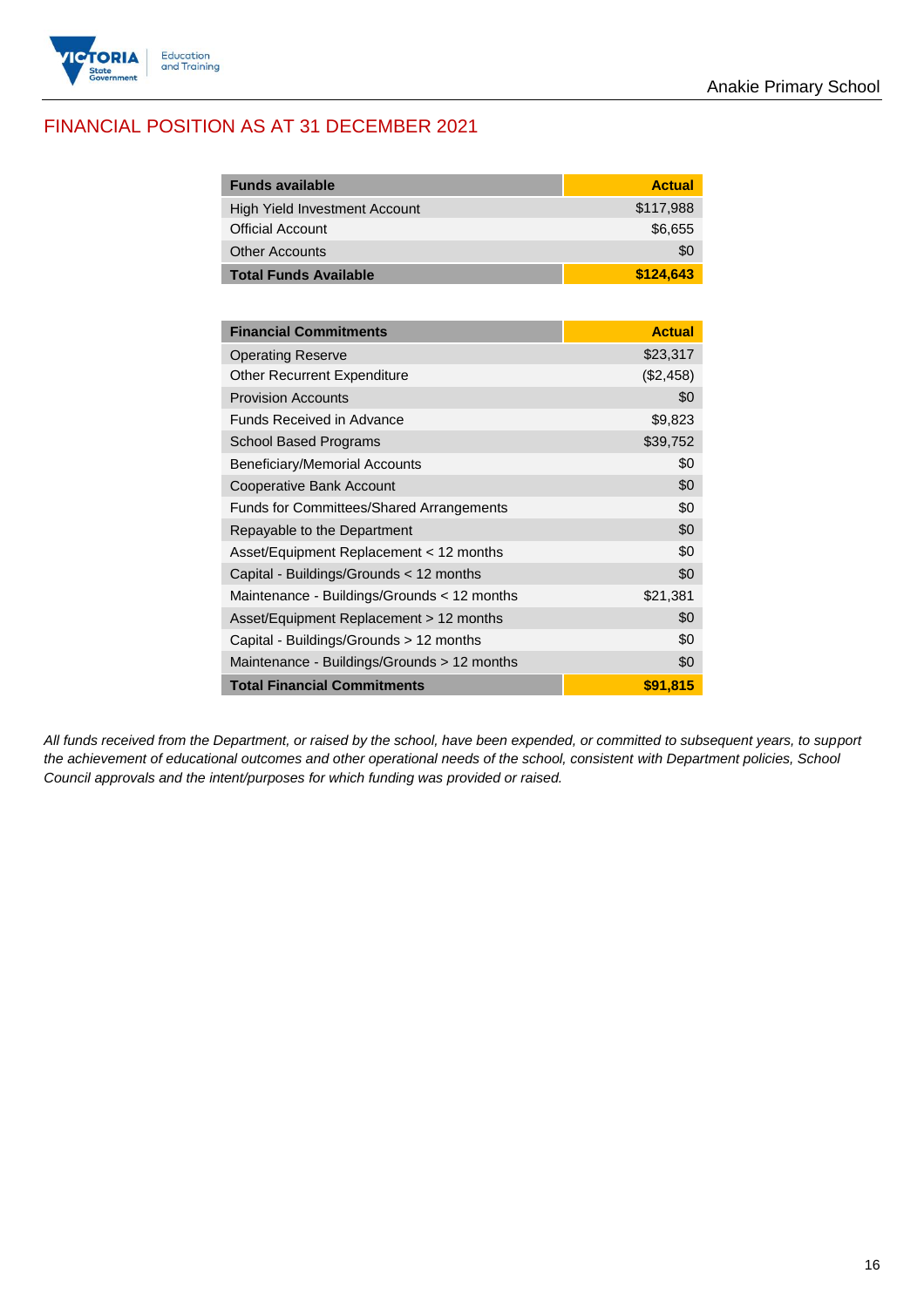## FINANCIAL POSITION AS AT 31 DECEMBER 2021

| Funds available | Actual |
|---|---|
| High Yield Investment Account | $117,988 |
| Official Account | $6,655 |
| Other Accounts | $0 |
| **Total Funds Available** | **$124,643** |

| Financial Commitments | Actual |
|---|---|
| Operating Reserve | $23,317 |
| Other Recurrent Expenditure | ($2,458) |
| Provision Accounts | $0 |
| Funds Received in Advance | $9,823 |
| School Based Programs | $39,752 |
| Beneficiary/Memorial Accounts | $0 |
| Cooperative Bank Account | $0 |
| Funds for Committees/Shared Arrangements | $0 |
| Repayable to the Department | $0 |
| Asset/Equipment Replacement < 12 months | $0 |
| Capital - Buildings/Grounds < 12 months | $0 |
| Maintenance - Buildings/Grounds < 12 months | $21,381 |
| Asset/Equipment Replacement > 12 months | $0 |
| Capital - Buildings/Grounds > 12 months | $0 |
| Maintenance - Buildings/Grounds > 12 months | $0 |
| **Total Financial Commitments** | **$91,815** |

*All funds received from the Department, or raised by the school, have been expended, or committed to subsequent years, to support the achievement of educational outcomes and other operational needs of the school, consistent with Department policies, School Council approvals and the intent/purposes for which funding was provided or raised.*